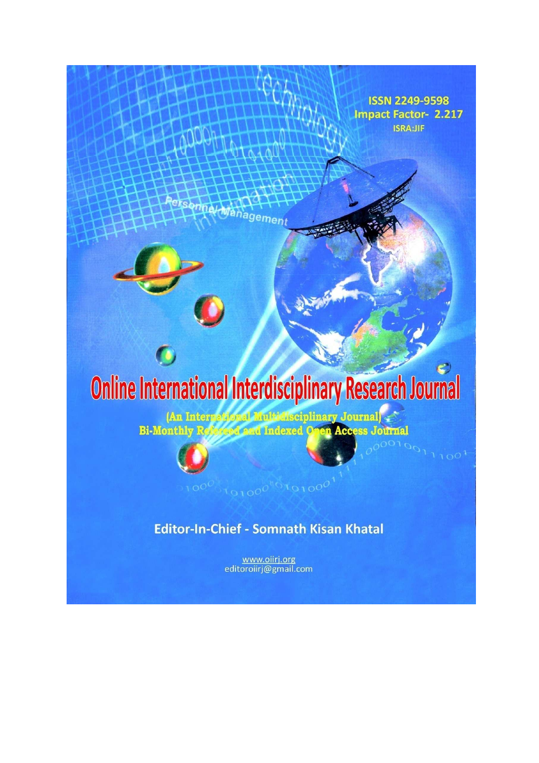ISSN 2249-9598
Impact Factor- 2.217
ISRA:JIF

# Online International Interdisciplinary Research Journal

**(An International Multidisciplinary Journal)**
**Bi-Monthly Refereed and Indexed Open Access Journal**

**Editor-In-Chief - Somnath Kisan Khatal**

www.oiirj.org
editoroiirj@gmail.com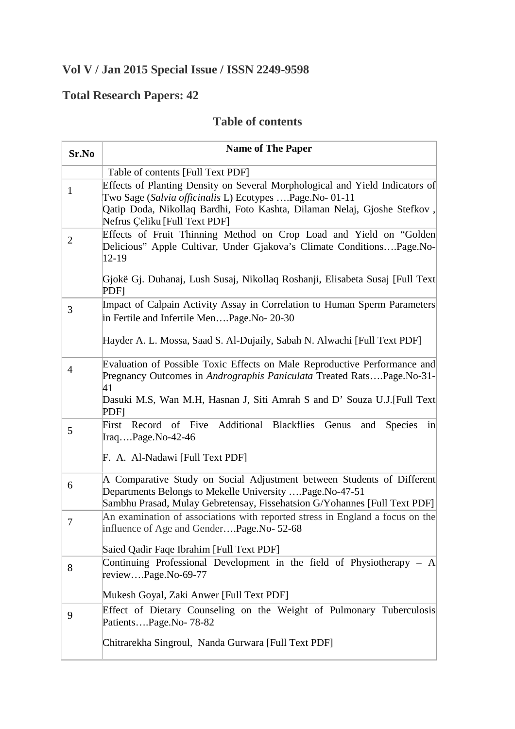## Vol V / Jan 2015 Special Issue / ISSN 2249-9598

## Total Research Papers: 42

### Table of contents

| Sr.No | Name of The Paper |
|---|---|
| | Table of contents [Full Text PDF] |
| 1 | Effects of Planting Density on Several Morphological and Yield Indicators of Two Sage (*Salvia officinalis* L) Ecotypes ….Page.No- 01-11<br>Qatip Doda, Nikollaq Bardhi, Foto Kashta, Dilaman Nelaj, Gjoshe Stefkov , Nefrus Çeliku [Full Text PDF] |
| 2 | Effects of Fruit Thinning Method on Crop Load and Yield on “Golden Delicious” Apple Cultivar, Under Gjakova’s Climate Conditions….Page.No-12-19<br>Gjokë Gj. Duhanaj, Lush Susaj, Nikollaq Roshanji, Elisabeta Susaj [Full Text PDF] |
| 3 | Impact of Calpain Activity Assay in Correlation to Human Sperm Parameters in Fertile and Infertile Men….Page.No- 20-30<br>Hayder A. L. Mossa, Saad S. Al-Dujaily, Sabah N. Alwachi [Full Text PDF] |
| 4 | Evaluation of Possible Toxic Effects on Male Reproductive Performance and Pregnancy Outcomes in *Andrographis Paniculata* Treated Rats….Page.No-31-41<br>Dasuki M.S, Wan M.H, Hasnan J, Siti Amrah S and D’ Souza U.J.[Full Text PDF] |
| 5 | First Record of Five Additional Blackflies Genus and Species in Iraq….Page.No-42-46<br>F. A. Al-Nadawi [Full Text PDF] |
| 6 | A Comparative Study on Social Adjustment between Students of Different Departments Belongs to Mekelle University ….Page.No-47-51<br>Sambhu Prasad, Mulay Gebretensay, Fissehatsion G/Yohannes [Full Text PDF] |
| 7 | An examination of associations with reported stress in England a focus on the influence of Age and Gender….Page.No- 52-68<br>Saied Qadir Faqe Ibrahim [Full Text PDF] |
| 8 | Continuing Professional Development in the field of Physiotherapy – A review….Page.No-69-77<br>Mukesh Goyal, Zaki Anwer [Full Text PDF] |
| 9 | Effect of Dietary Counseling on the Weight of Pulmonary Tuberculosis Patients….Page.No- 78-82<br>Chitrarekha Singroul, Nanda Gurwara [Full Text PDF] |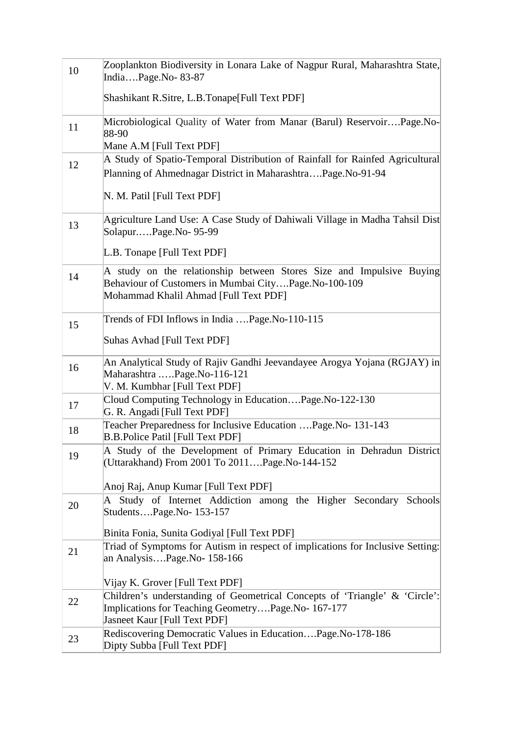| | |
|---|---|
| 10 | Zooplankton Biodiversity in Lonara Lake of Nagpur Rural, Maharashtra State, India….Page.No- 83-87<br><br>Shashikant R.Sitre, L.B.Tonape[Full Text PDF] |
| 11 | Microbiological Quality of Water from Manar (Barul) Reservoir….Page.No-88-90<br>Mane A.M [Full Text PDF] |
| 12 | A Study of Spatio-Temporal Distribution of Rainfall for Rainfed Agricultural Planning of Ahmednagar District in Maharashtra….Page.No-91-94<br><br>N. M. Patil [Full Text PDF] |
| 13 | Agriculture Land Use: A Case Study of Dahiwali Village in Madha Tahsil Dist Solapur.….Page.No- 95-99<br><br>L.B. Tonape [Full Text PDF] |
| 14 | A study on the relationship between Stores Size and Impulsive Buying Behaviour of Customers in Mumbai City….Page.No-100-109<br>Mohammad Khalil Ahmad [Full Text PDF] |
| 15 | Trends of FDI Inflows in India ….Page.No-110-115<br><br>Suhas Avhad [Full Text PDF] |
| 16 | An Analytical Study of Rajiv Gandhi Jeevandayee Arogya Yojana (RGJAY) in Maharashtra …..Page.No-116-121<br>V. M. Kumbhar [Full Text PDF] |
| 17 | Cloud Computing Technology in Education….Page.No-122-130<br>G. R. Angadi [Full Text PDF] |
| 18 | Teacher Preparedness for Inclusive Education ….Page.No- 131-143<br>B.B.Police Patil [Full Text PDF] |
| 19 | A Study of the Development of Primary Education in Dehradun District (Uttarakhand) From 2001 To 2011….Page.No-144-152<br><br>Anoj Raj, Anup Kumar [Full Text PDF] |
| 20 | A Study of Internet Addiction among the Higher Secondary Schools Students….Page.No- 153-157<br><br>Binita Fonia, Sunita Godiyal [Full Text PDF] |
| 21 | Triad of Symptoms for Autism in respect of implications for Inclusive Setting: an Analysis….Page.No- 158-166<br><br>Vijay K. Grover [Full Text PDF] |
| 22 | Children's understanding of Geometrical Concepts of 'Triangle' & 'Circle': Implications for Teaching Geometry….Page.No- 167-177<br>Jasneet Kaur [Full Text PDF] |
| 23 | Rediscovering Democratic Values in Education….Page.No-178-186<br>Dipty Subba [Full Text PDF] |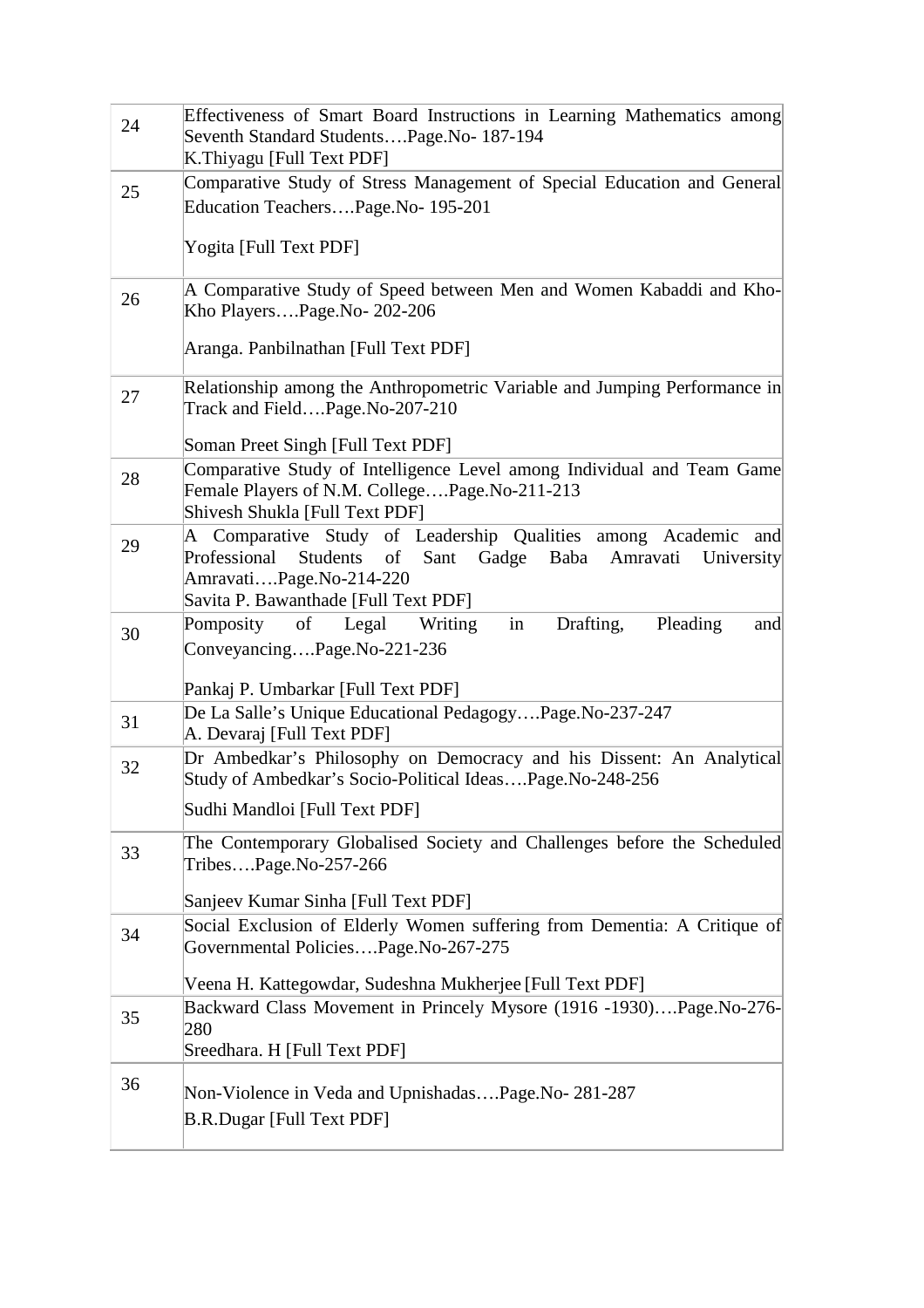| | |
|---|---|
| 24 | Effectiveness of Smart Board Instructions in Learning Mathematics among Seventh Standard Students….Page.No- 187-194<br>K.Thiyagu [Full Text PDF] |
| 25 | Comparative Study of Stress Management of Special Education and General Education Teachers….Page.No- 195-201<br><br>Yogita [Full Text PDF] |
| 26 | A Comparative Study of Speed between Men and Women Kabaddi and Kho-Kho Players….Page.No- 202-206<br><br>Aranga. Panbilnathan [Full Text PDF] |
| 27 | Relationship among the Anthropometric Variable and Jumping Performance in Track and Field….Page.No-207-210<br><br>Soman Preet Singh [Full Text PDF] |
| 28 | Comparative Study of Intelligence Level among Individual and Team Game Female Players of N.M. College….Page.No-211-213<br>Shivesh Shukla [Full Text PDF] |
| 29 | A Comparative Study of Leadership Qualities among Academic and Professional Students of Sant Gadge Baba Amravati University Amravati….Page.No-214-220<br>Savita P. Bawanthade [Full Text PDF] |
| 30 | Pomposity of Legal Writing in Drafting, Pleading and Conveyancing….Page.No-221-236<br><br>Pankaj P. Umbarkar [Full Text PDF] |
| 31 | De La Salle's Unique Educational Pedagogy….Page.No-237-247<br>A. Devaraj [Full Text PDF] |
| 32 | Dr Ambedkar's Philosophy on Democracy and his Dissent: An Analytical Study of Ambedkar's Socio-Political Ideas….Page.No-248-256<br><br>Sudhi Mandloi [Full Text PDF] |
| 33 | The Contemporary Globalised Society and Challenges before the Scheduled Tribes….Page.No-257-266<br><br>Sanjeev Kumar Sinha [Full Text PDF] |
| 34 | Social Exclusion of Elderly Women suffering from Dementia: A Critique of Governmental Policies….Page.No-267-275<br><br>Veena H. Kattegowdar, Sudeshna Mukherjee [Full Text PDF] |
| 35 | Backward Class Movement in Princely Mysore (1916 -1930)….Page.No-276-280<br>Sreedhara. H [Full Text PDF] |
| 36 | Non-Violence in Veda and Upnishadas….Page.No- 281-287<br>B.R.Dugar [Full Text PDF] |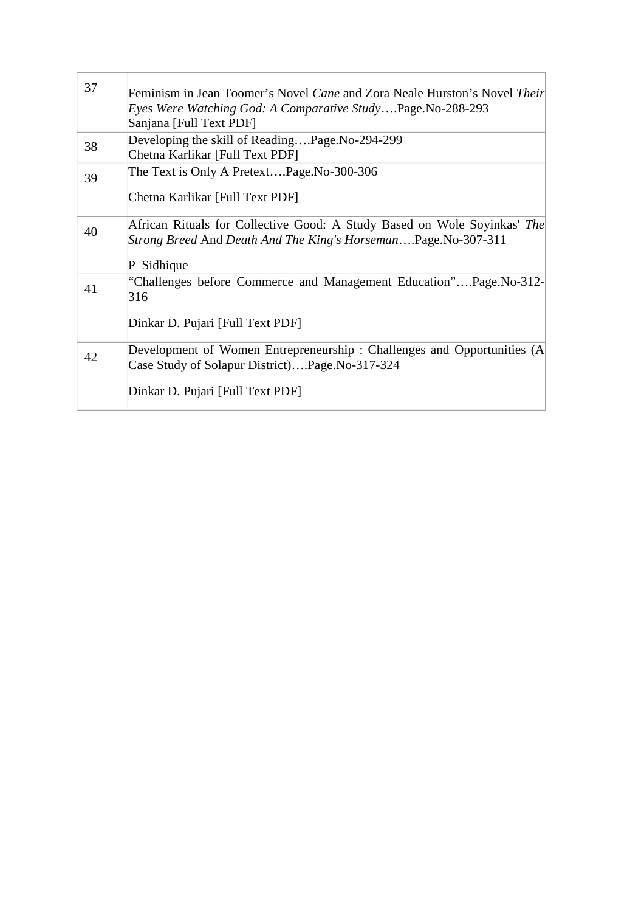| | |
|---|---|
| 37 | Feminism in Jean Toomer's Novel *Cane* and Zora Neale Hurston's Novel *Their Eyes Were Watching God: A Comparative Study*….Page.No-288-293<br>Sanjana [Full Text PDF] |
| 38 | Developing the skill of Reading….Page.No-294-299<br>Chetna Karlikar [Full Text PDF] |
| 39 | The Text is Only A Pretext….Page.No-300-306<br><br>Chetna Karlikar [Full Text PDF] |
| 40 | African Rituals for Collective Good: A Study Based on Wole Soyinkas' *The Strong Breed* And *Death And The King's Horseman*….Page.No-307-311<br><br>P Sidhique |
| 41 | "Challenges before Commerce and Management Education"….Page.No-312-316<br><br>Dinkar D. Pujari [Full Text PDF] |
| 42 | Development of Women Entrepreneurship : Challenges and Opportunities (A Case Study of Solapur District)….Page.No-317-324<br><br>Dinkar D. Pujari [Full Text PDF] |